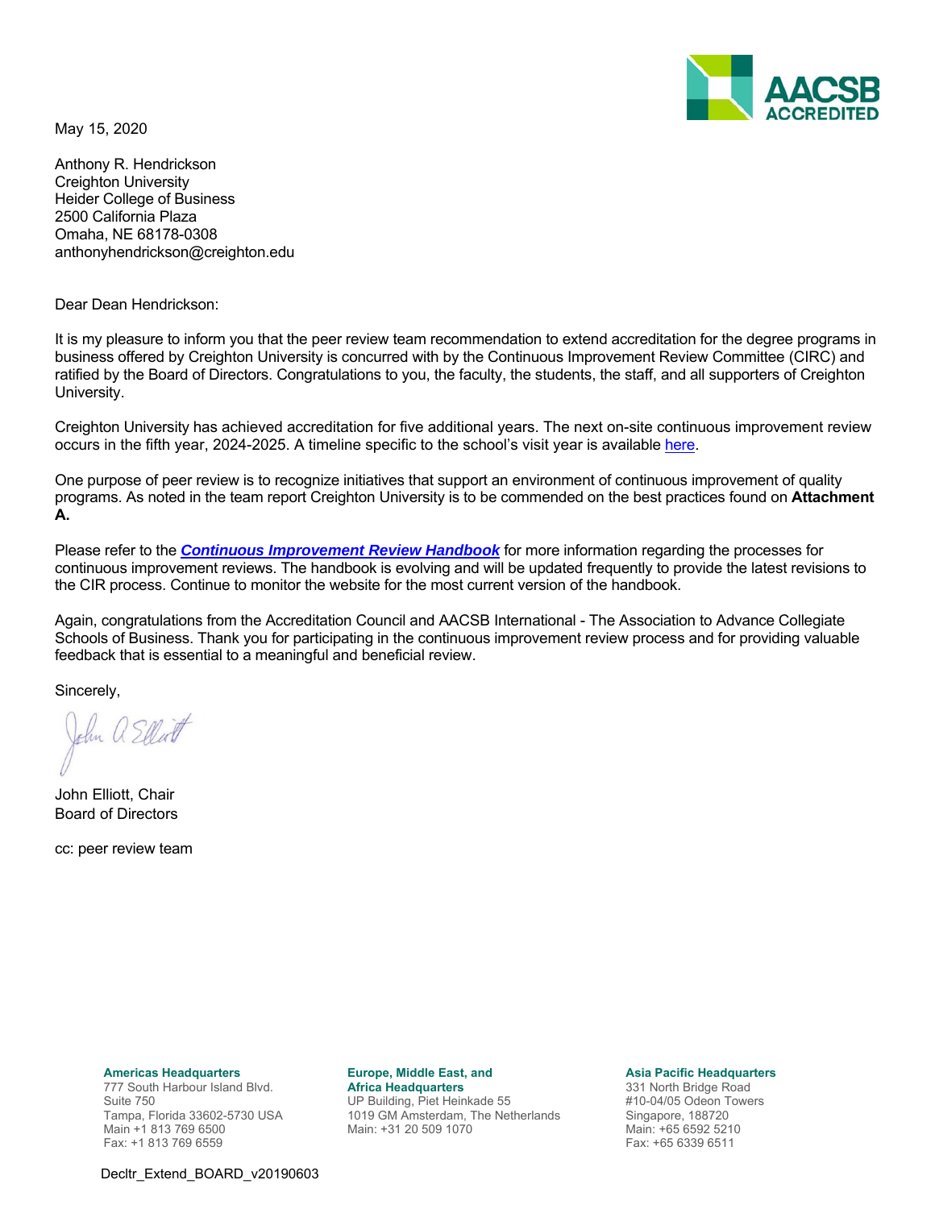AACSB ACCREDITED

May 15, 2020

Anthony R. Hendrickson
Creighton University
Heider College of Business
2500 California Plaza
Omaha, NE 68178-0308
anthonyhendrickson@creighton.edu

Dear Dean Hendrickson:

It is my pleasure to inform you that the peer review team recommendation to extend accreditation for the degree programs in business offered by Creighton University is concurred with by the Continuous Improvement Review Committee (CIRC) and ratified by the Board of Directors. Congratulations to you, the faculty, the students, the staff, and all supporters of Creighton University.

Creighton University has achieved accreditation for five additional years. The next on-site continuous improvement review occurs in the fifth year, 2024-2025. A timeline specific to the school's visit year is available here.

One purpose of peer review is to recognize initiatives that support an environment of continuous improvement of quality programs. As noted in the team report Creighton University is to be commended on the best practices found on **Attachment A.**

Please refer to the ***Continuous Improvement Review Handbook*** for more information regarding the processes for continuous improvement reviews. The handbook is evolving and will be updated frequently to provide the latest revisions to the CIR process. Continue to monitor the website for the most current version of the handbook.

Again, congratulations from the Accreditation Council and AACSB International - The Association to Advance Collegiate Schools of Business. Thank you for participating in the continuous improvement review process and for providing valuable feedback that is essential to a meaningful and beneficial review.

Sincerely,

John A. Elliott

John Elliott, Chair
Board of Directors

cc: peer review team

**Americas Headquarters**
777 South Harbour Island Blvd.
Suite 750
Tampa, Florida 33602-5730 USA
Main +1 813 769 6500
Fax: +1 813 769 6559

**Europe, Middle East, and Africa Headquarters**
UP Building, Piet Heinkade 55
1019 GM Amsterdam, The Netherlands
Main: +31 20 509 1070

**Asia Pacific Headquarters**
331 North Bridge Road
#10-04/05 Odeon Towers
Singapore, 188720
Main: +65 6592 5210
Fax: +65 6339 6511

Decltr_Extend_BOARD_v20190603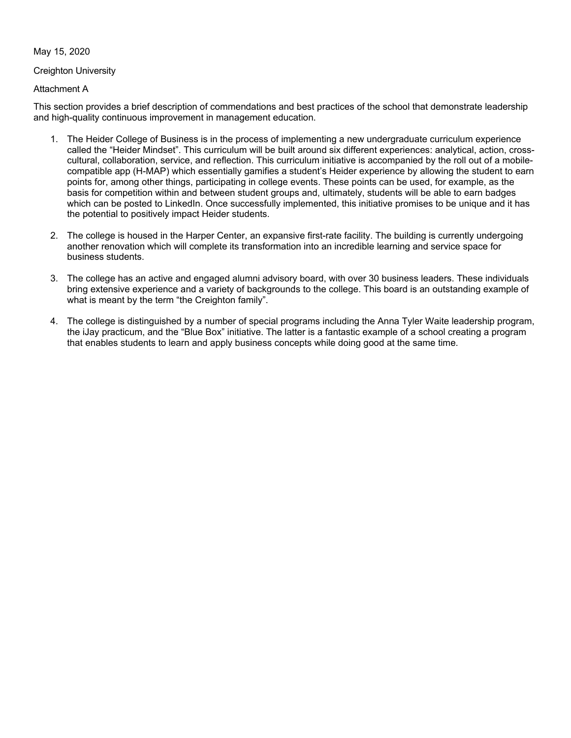May 15, 2020

Creighton University

Attachment A

This section provides a brief description of commendations and best practices of the school that demonstrate leadership and high-quality continuous improvement in management education.

1. The Heider College of Business is in the process of implementing a new undergraduate curriculum experience called the "Heider Mindset". This curriculum will be built around six different experiences: analytical, action, cross-cultural, collaboration, service, and reflection. This curriculum initiative is accompanied by the roll out of a mobile-compatible app (H-MAP) which essentially gamifies a student's Heider experience by allowing the student to earn points for, among other things, participating in college events. These points can be used, for example, as the basis for competition within and between student groups and, ultimately, students will be able to earn badges which can be posted to LinkedIn. Once successfully implemented, this initiative promises to be unique and it has the potential to positively impact Heider students.

2. The college is housed in the Harper Center, an expansive first-rate facility. The building is currently undergoing another renovation which will complete its transformation into an incredible learning and service space for business students.

3. The college has an active and engaged alumni advisory board, with over 30 business leaders. These individuals bring extensive experience and a variety of backgrounds to the college. This board is an outstanding example of what is meant by the term "the Creighton family".

4. The college is distinguished by a number of special programs including the Anna Tyler Waite leadership program, the iJay practicum, and the "Blue Box" initiative. The latter is a fantastic example of a school creating a program that enables students to learn and apply business concepts while doing good at the same time.